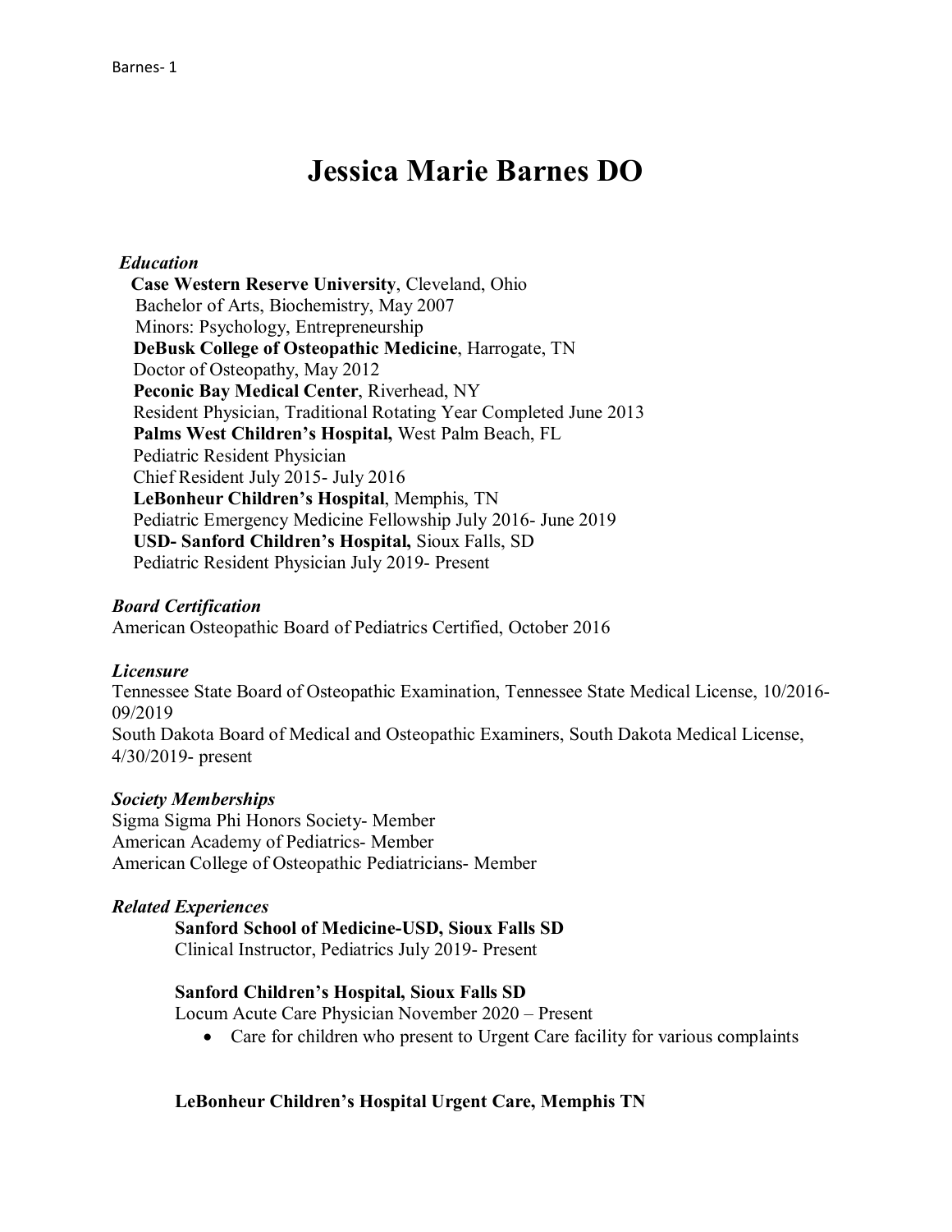# Jessica Marie Barnes DO

***Education***

**Case Western Reserve University**, Cleveland, Ohio
Bachelor of Arts, Biochemistry, May 2007
Minors: Psychology, Entrepreneurship

**DeBusk College of Osteopathic Medicine**, Harrogate, TN
Doctor of Osteopathy, May 2012

**Peconic Bay Medical Center**, Riverhead, NY
Resident Physician, Traditional Rotating Year Completed June 2013

**Palms West Children's Hospital,** West Palm Beach, FL
Pediatric Resident Physician
Chief Resident July 2015- July 2016

**LeBonheur Children's Hospital**, Memphis, TN
Pediatric Emergency Medicine Fellowship July 2016- June 2019

**USD- Sanford Children's Hospital,** Sioux Falls, SD
Pediatric Resident Physician July 2019- Present

***Board Certification***

American Osteopathic Board of Pediatrics Certified, October 2016

***Licensure***

Tennessee State Board of Osteopathic Examination, Tennessee State Medical License, 10/2016-09/2019

South Dakota Board of Medical and Osteopathic Examiners, South Dakota Medical License, 4/30/2019- present

***Society Memberships***

Sigma Sigma Phi Honors Society- Member
American Academy of Pediatrics- Member
American College of Osteopathic Pediatricians- Member

***Related Experiences***

**Sanford School of Medicine-USD, Sioux Falls SD**
Clinical Instructor, Pediatrics July 2019- Present

**Sanford Children's Hospital, Sioux Falls SD**
Locum Acute Care Physician November 2020 – Present

- Care for children who present to Urgent Care facility for various complaints

**LeBonheur Children's Hospital Urgent Care, Memphis TN**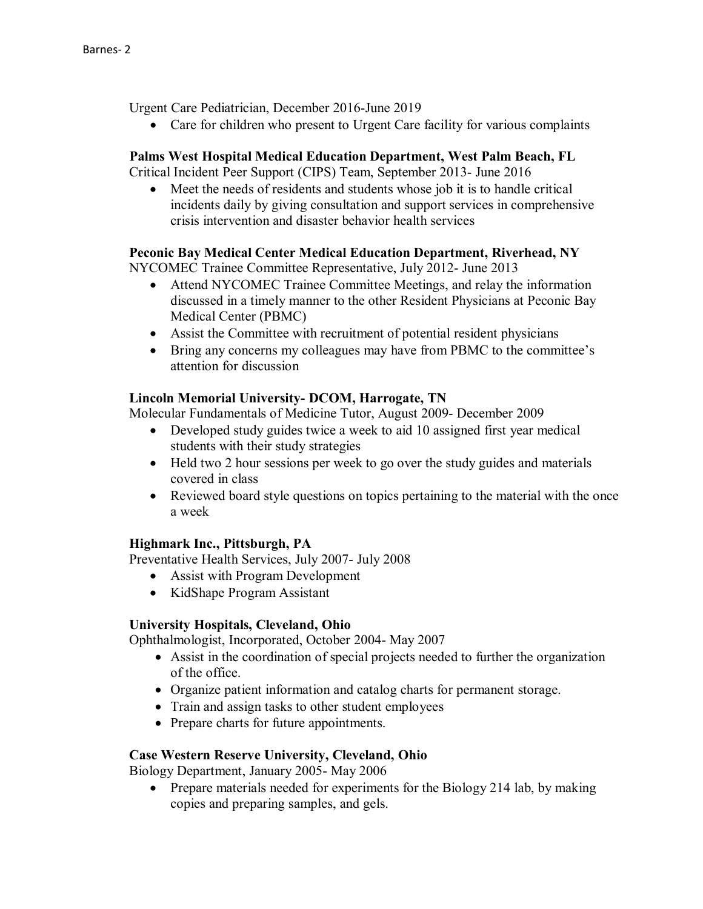Urgent Care Pediatrician, December 2016-June 2019

- Care for children who present to Urgent Care facility for various complaints

**Palms West Hospital Medical Education Department, West Palm Beach, FL**
Critical Incident Peer Support (CIPS) Team, September 2013- June 2016

- Meet the needs of residents and students whose job it is to handle critical incidents daily by giving consultation and support services in comprehensive crisis intervention and disaster behavior health services

**Peconic Bay Medical Center Medical Education Department, Riverhead, NY**
NYCOMEC Trainee Committee Representative, July 2012- June 2013

- Attend NYCOMEC Trainee Committee Meetings, and relay the information discussed in a timely manner to the other Resident Physicians at Peconic Bay Medical Center (PBMC)
- Assist the Committee with recruitment of potential resident physicians
- Bring any concerns my colleagues may have from PBMC to the committee's attention for discussion

**Lincoln Memorial University- DCOM, Harrogate, TN**
Molecular Fundamentals of Medicine Tutor, August 2009- December 2009

- Developed study guides twice a week to aid 10 assigned first year medical students with their study strategies
- Held two 2 hour sessions per week to go over the study guides and materials covered in class
- Reviewed board style questions on topics pertaining to the material with the once a week

**Highmark Inc., Pittsburgh, PA**
Preventative Health Services, July 2007- July 2008

- Assist with Program Development
- KidShape Program Assistant

**University Hospitals, Cleveland, Ohio**
Ophthalmologist, Incorporated, October 2004- May 2007

- Assist in the coordination of special projects needed to further the organization of the office.
- Organize patient information and catalog charts for permanent storage.
- Train and assign tasks to other student employees
- Prepare charts for future appointments.

**Case Western Reserve University, Cleveland, Ohio**
Biology Department, January 2005- May 2006

- Prepare materials needed for experiments for the Biology 214 lab, by making copies and preparing samples, and gels.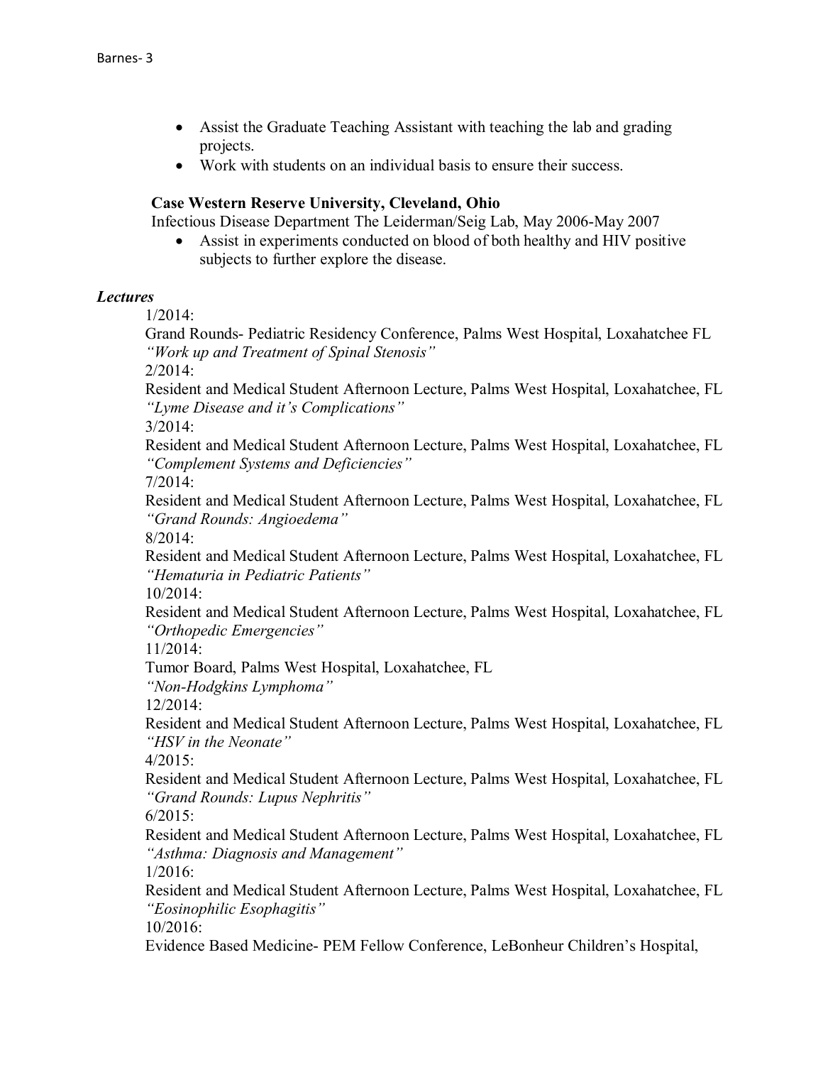- Assist the Graduate Teaching Assistant with teaching the lab and grading projects.
- Work with students on an individual basis to ensure their success.

**Case Western Reserve University, Cleveland, Ohio**
Infectious Disease Department The Leiderman/Seig Lab, May 2006-May 2007

- Assist in experiments conducted on blood of both healthy and HIV positive subjects to further explore the disease.

***Lectures***

1/2014:
Grand Rounds- Pediatric Residency Conference, Palms West Hospital, Loxahatchee FL
*"Work up and Treatment of Spinal Stenosis"*

2/2014:
Resident and Medical Student Afternoon Lecture, Palms West Hospital, Loxahatchee, FL
*"Lyme Disease and it's Complications"*

3/2014:
Resident and Medical Student Afternoon Lecture, Palms West Hospital, Loxahatchee, FL
*"Complement Systems and Deficiencies"*

7/2014:
Resident and Medical Student Afternoon Lecture, Palms West Hospital, Loxahatchee, FL
*"Grand Rounds: Angioedema"*

8/2014:
Resident and Medical Student Afternoon Lecture, Palms West Hospital, Loxahatchee, FL
*"Hematuria in Pediatric Patients"*

10/2014:
Resident and Medical Student Afternoon Lecture, Palms West Hospital, Loxahatchee, FL
*"Orthopedic Emergencies"*

11/2014:
Tumor Board, Palms West Hospital, Loxahatchee, FL
*"Non-Hodgkins Lymphoma"*

12/2014:
Resident and Medical Student Afternoon Lecture, Palms West Hospital, Loxahatchee, FL
*"HSV in the Neonate"*

4/2015:
Resident and Medical Student Afternoon Lecture, Palms West Hospital, Loxahatchee, FL
*"Grand Rounds: Lupus Nephritis"*

6/2015:
Resident and Medical Student Afternoon Lecture, Palms West Hospital, Loxahatchee, FL
*"Asthma: Diagnosis and Management"*

1/2016:
Resident and Medical Student Afternoon Lecture, Palms West Hospital, Loxahatchee, FL
*"Eosinophilic Esophagitis"*

10/2016:
Evidence Based Medicine- PEM Fellow Conference, LeBonheur Children's Hospital,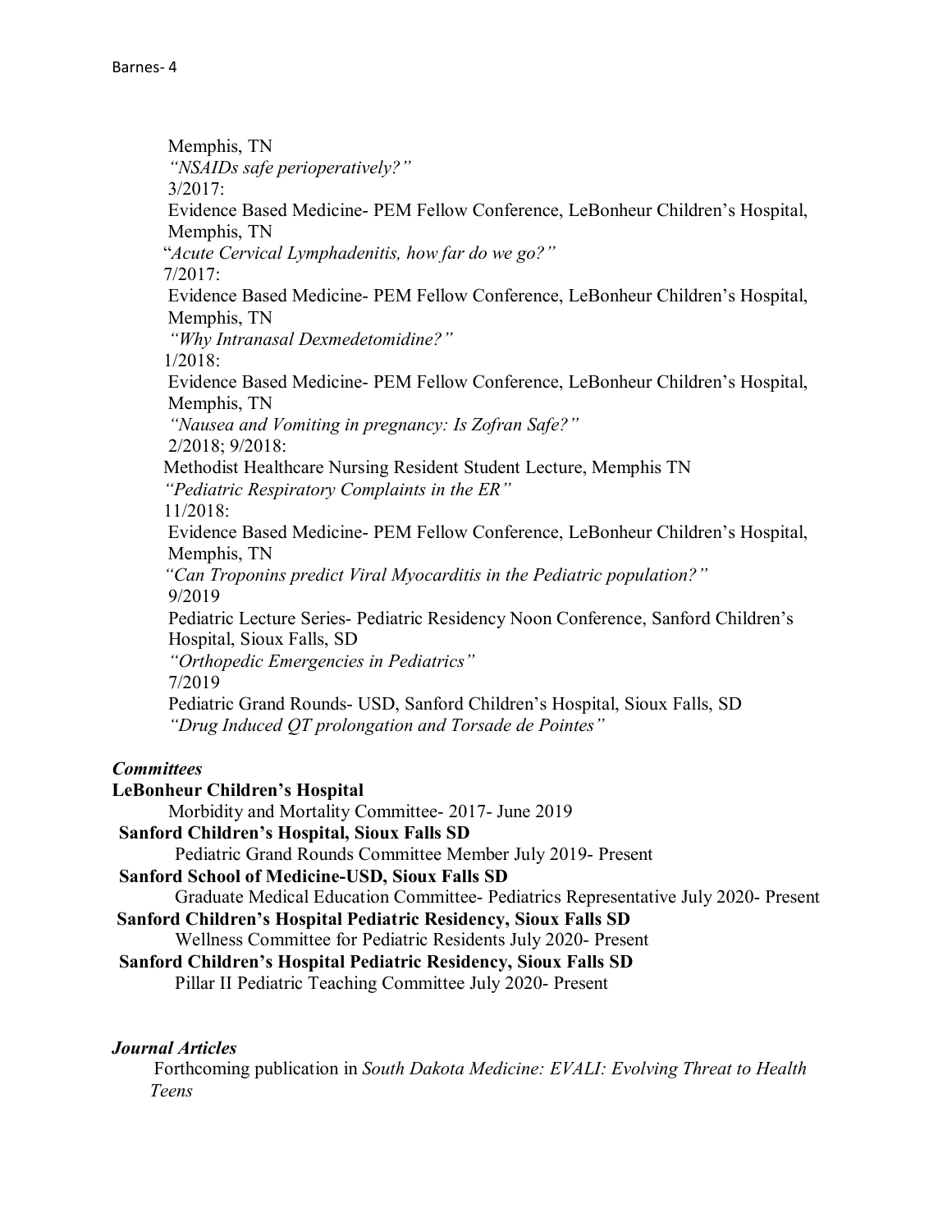Memphis, TN
*"NSAIDs safe perioperatively?"*
3/2017:
Evidence Based Medicine- PEM Fellow Conference, LeBonheur Children's Hospital, Memphis, TN
"*Acute Cervical Lymphadenitis, how far do we go?"*
7/2017:
Evidence Based Medicine- PEM Fellow Conference, LeBonheur Children's Hospital, Memphis, TN
*"Why Intranasal Dexmedetomidine?"*
1/2018:
Evidence Based Medicine- PEM Fellow Conference, LeBonheur Children's Hospital, Memphis, TN
*"Nausea and Vomiting in pregnancy: Is Zofran Safe?"*
2/2018; 9/2018:
Methodist Healthcare Nursing Resident Student Lecture, Memphis TN
*"Pediatric Respiratory Complaints in the ER"*
11/2018:
Evidence Based Medicine- PEM Fellow Conference, LeBonheur Children's Hospital, Memphis, TN
*"Can Troponins predict Viral Myocarditis in the Pediatric population?"*
9/2019
Pediatric Lecture Series- Pediatric Residency Noon Conference, Sanford Children's Hospital, Sioux Falls, SD
*"Orthopedic Emergencies in Pediatrics"*
7/2019
Pediatric Grand Rounds- USD, Sanford Children's Hospital, Sioux Falls, SD
*"Drug Induced QT prolongation and Torsade de Pointes"*

### *Committees*

**LeBonheur Children's Hospital**
Morbidity and Mortality Committee- 2017- June 2019

**Sanford Children's Hospital, Sioux Falls SD**
Pediatric Grand Rounds Committee Member July 2019- Present

**Sanford School of Medicine-USD, Sioux Falls SD**
Graduate Medical Education Committee- Pediatrics Representative July 2020- Present

**Sanford Children's Hospital Pediatric Residency, Sioux Falls SD**
Wellness Committee for Pediatric Residents July 2020- Present

**Sanford Children's Hospital Pediatric Residency, Sioux Falls SD**
Pillar II Pediatric Teaching Committee July 2020- Present

### *Journal Articles*

Forthcoming publication in *South Dakota Medicine: EVALI: Evolving Threat to Health Teens*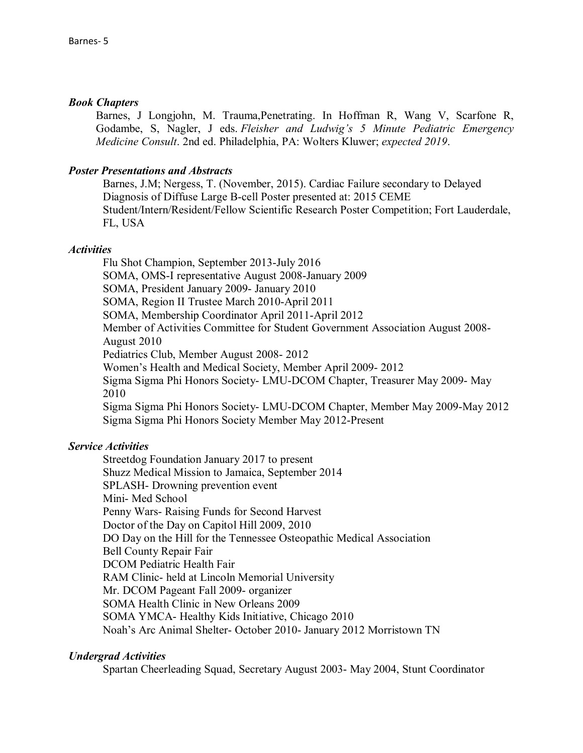### *Book Chapters*

Barnes, J Longjohn, M. Trauma,Penetrating. In Hoffman R, Wang V, Scarfone R, Godambe, S, Nagler, J eds. *Fleisher and Ludwig's 5 Minute Pediatric Emergency Medicine Consult*. 2nd ed. Philadelphia, PA: Wolters Kluwer; *expected 2019*.

### *Poster Presentations and Abstracts*

Barnes, J.M; Nergess, T. (November, 2015). Cardiac Failure secondary to Delayed Diagnosis of Diffuse Large B-cell Poster presented at: 2015 CEME Student/Intern/Resident/Fellow Scientific Research Poster Competition; Fort Lauderdale, FL, USA

### *Activities*

Flu Shot Champion, September 2013-July 2016
SOMA, OMS-I representative August 2008-January 2009
SOMA, President January 2009- January 2010
SOMA, Region II Trustee March 2010-April 2011
SOMA, Membership Coordinator April 2011-April 2012
Member of Activities Committee for Student Government Association August 2008- August 2010
Pediatrics Club, Member August 2008- 2012
Women's Health and Medical Society, Member April 2009- 2012
Sigma Sigma Phi Honors Society- LMU-DCOM Chapter, Treasurer May 2009- May 2010
Sigma Sigma Phi Honors Society- LMU-DCOM Chapter, Member May 2009-May 2012
Sigma Sigma Phi Honors Society Member May 2012-Present

### *Service Activities*

Streetdog Foundation January 2017 to present
Shuzz Medical Mission to Jamaica, September 2014
SPLASH- Drowning prevention event
Mini- Med School
Penny Wars- Raising Funds for Second Harvest
Doctor of the Day on Capitol Hill 2009, 2010
DO Day on the Hill for the Tennessee Osteopathic Medical Association
Bell County Repair Fair
DCOM Pediatric Health Fair
RAM Clinic- held at Lincoln Memorial University
Mr. DCOM Pageant Fall 2009- organizer
SOMA Health Clinic in New Orleans 2009
SOMA YMCA- Healthy Kids Initiative, Chicago 2010
Noah's Arc Animal Shelter- October 2010- January 2012 Morristown TN

### *Undergrad Activities*

Spartan Cheerleading Squad, Secretary August 2003- May 2004, Stunt Coordinator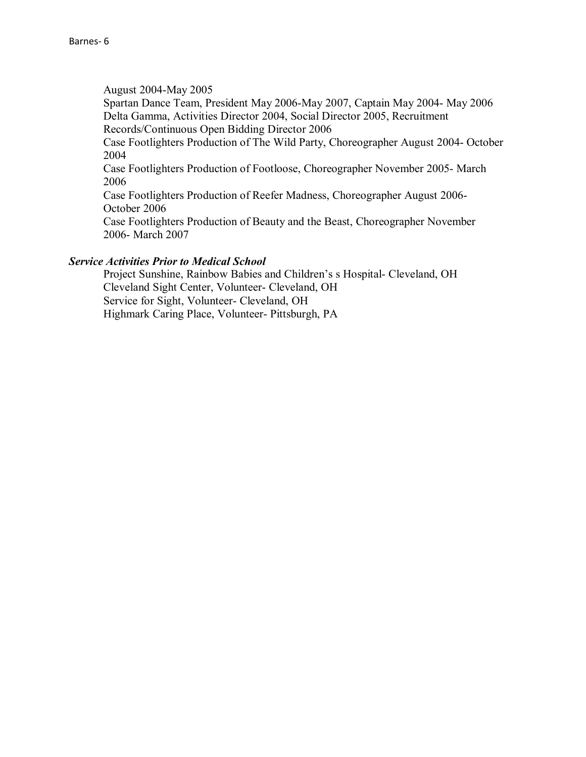August 2004-May 2005

Spartan Dance Team, President May 2006-May 2007, Captain May 2004- May 2006

Delta Gamma, Activities Director 2004, Social Director 2005, Recruitment Records/Continuous Open Bidding Director 2006

Case Footlighters Production of The Wild Party, Choreographer August 2004- October 2004

Case Footlighters Production of Footloose, Choreographer November 2005- March 2006

Case Footlighters Production of Reefer Madness, Choreographer August 2006- October 2006

Case Footlighters Production of Beauty and the Beast, Choreographer November 2006- March 2007

***Service Activities Prior to Medical School***

Project Sunshine, Rainbow Babies and Children's s Hospital- Cleveland, OH

Cleveland Sight Center, Volunteer- Cleveland, OH

Service for Sight, Volunteer- Cleveland, OH

Highmark Caring Place, Volunteer- Pittsburgh, PA